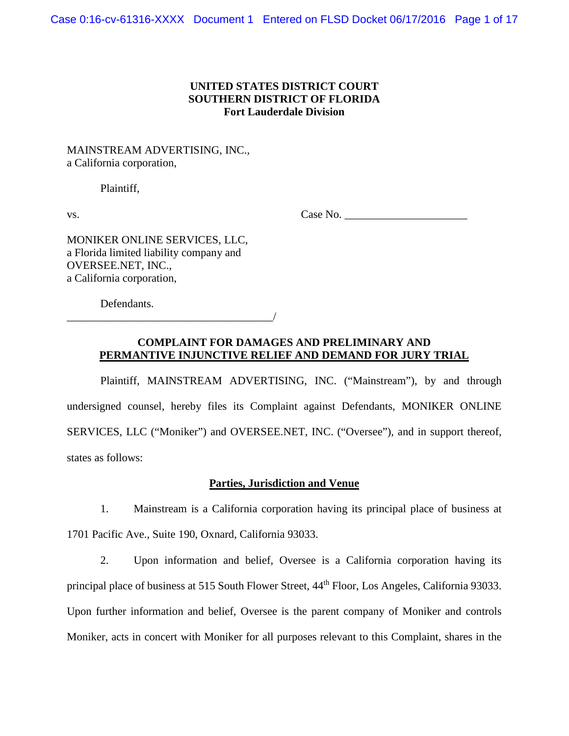**UNITED STATES DISTRICT COURT**
**SOUTHERN DISTRICT OF FLORIDA**
**Fort Lauderdale Division**

MAINSTREAM ADVERTISING, INC.,
a California corporation,

Plaintiff,

vs. Case No. ______________________

MONIKER ONLINE SERVICES, LLC,
a Florida limited liability company and
OVERSEE.NET, INC.,
a California corporation,

Defendants.
_____________________________________/

**COMPLAINT FOR DAMAGES AND PRELIMINARY AND**
**PERMANTIVE INJUNCTIVE RELIEF AND DEMAND FOR JURY TRIAL**

Plaintiff, MAINSTREAM ADVERTISING, INC. ("Mainstream"), by and through undersigned counsel, hereby files its Complaint against Defendants, MONIKER ONLINE SERVICES, LLC ("Moniker") and OVERSEE.NET, INC. ("Oversee"), and in support thereof, states as follows:

**Parties, Jurisdiction and Venue**

1. Mainstream is a California corporation having its principal place of business at 1701 Pacific Ave., Suite 190, Oxnard, California 93033.

2. Upon information and belief, Oversee is a California corporation having its principal place of business at 515 South Flower Street, 44th Floor, Los Angeles, California 93033. Upon further information and belief, Oversee is the parent company of Moniker and controls Moniker, acts in concert with Moniker for all purposes relevant to this Complaint, shares in the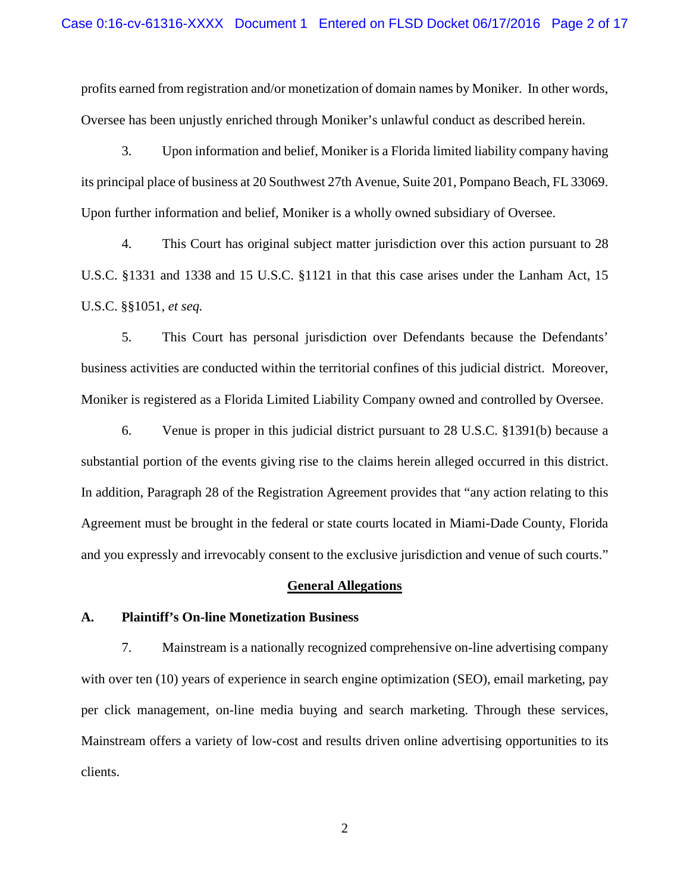profits earned from registration and/or monetization of domain names by Moniker. In other words, Oversee has been unjustly enriched through Moniker's unlawful conduct as described herein.

3. Upon information and belief, Moniker is a Florida limited liability company having its principal place of business at 20 Southwest 27th Avenue, Suite 201, Pompano Beach, FL 33069. Upon further information and belief, Moniker is a wholly owned subsidiary of Oversee.

4. This Court has original subject matter jurisdiction over this action pursuant to 28 U.S.C. §1331 and 1338 and 15 U.S.C. §1121 in that this case arises under the Lanham Act, 15 U.S.C. §§1051, *et seq.*

5. This Court has personal jurisdiction over Defendants because the Defendants' business activities are conducted within the territorial confines of this judicial district. Moreover, Moniker is registered as a Florida Limited Liability Company owned and controlled by Oversee.

6. Venue is proper in this judicial district pursuant to 28 U.S.C. §1391(b) because a substantial portion of the events giving rise to the claims herein alleged occurred in this district. In addition, Paragraph 28 of the Registration Agreement provides that "any action relating to this Agreement must be brought in the federal or state courts located in Miami-Dade County, Florida and you expressly and irrevocably consent to the exclusive jurisdiction and venue of such courts."

## General Allegations

### A. Plaintiff's On-line Monetization Business

7. Mainstream is a nationally recognized comprehensive on-line advertising company with over ten (10) years of experience in search engine optimization (SEO), email marketing, pay per click management, on-line media buying and search marketing. Through these services, Mainstream offers a variety of low-cost and results driven online advertising opportunities to its clients.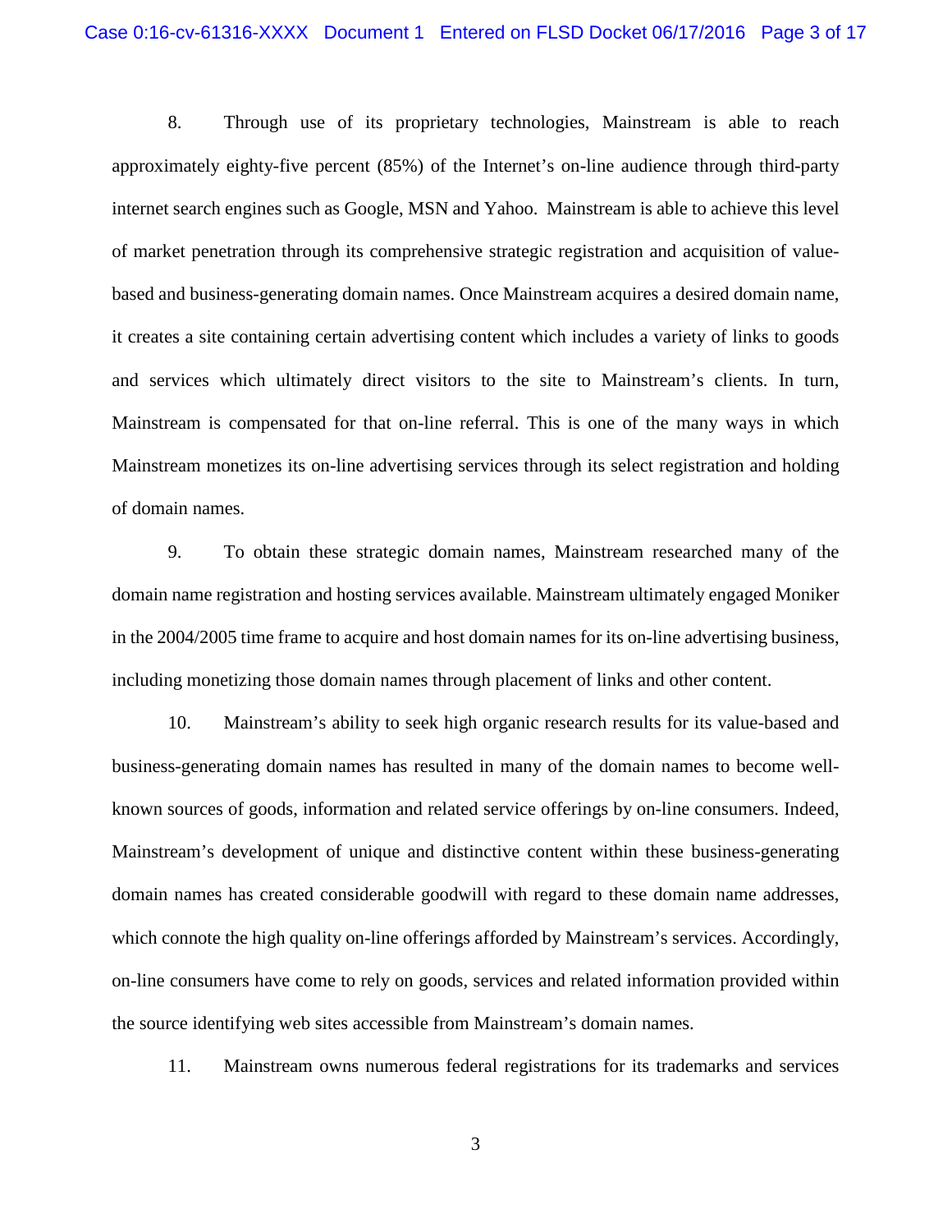8. Through use of its proprietary technologies, Mainstream is able to reach approximately eighty-five percent (85%) of the Internet's on-line audience through third-party internet search engines such as Google, MSN and Yahoo. Mainstream is able to achieve this level of market penetration through its comprehensive strategic registration and acquisition of value-based and business-generating domain names. Once Mainstream acquires a desired domain name, it creates a site containing certain advertising content which includes a variety of links to goods and services which ultimately direct visitors to the site to Mainstream's clients. In turn, Mainstream is compensated for that on-line referral. This is one of the many ways in which Mainstream monetizes its on-line advertising services through its select registration and holding of domain names.

9. To obtain these strategic domain names, Mainstream researched many of the domain name registration and hosting services available. Mainstream ultimately engaged Moniker in the 2004/2005 time frame to acquire and host domain names for its on-line advertising business, including monetizing those domain names through placement of links and other content.

10. Mainstream's ability to seek high organic research results for its value-based and business-generating domain names has resulted in many of the domain names to become well-known sources of goods, information and related service offerings by on-line consumers. Indeed, Mainstream's development of unique and distinctive content within these business-generating domain names has created considerable goodwill with regard to these domain name addresses, which connote the high quality on-line offerings afforded by Mainstream's services. Accordingly, on-line consumers have come to rely on goods, services and related information provided within the source identifying web sites accessible from Mainstream's domain names.

11. Mainstream owns numerous federal registrations for its trademarks and services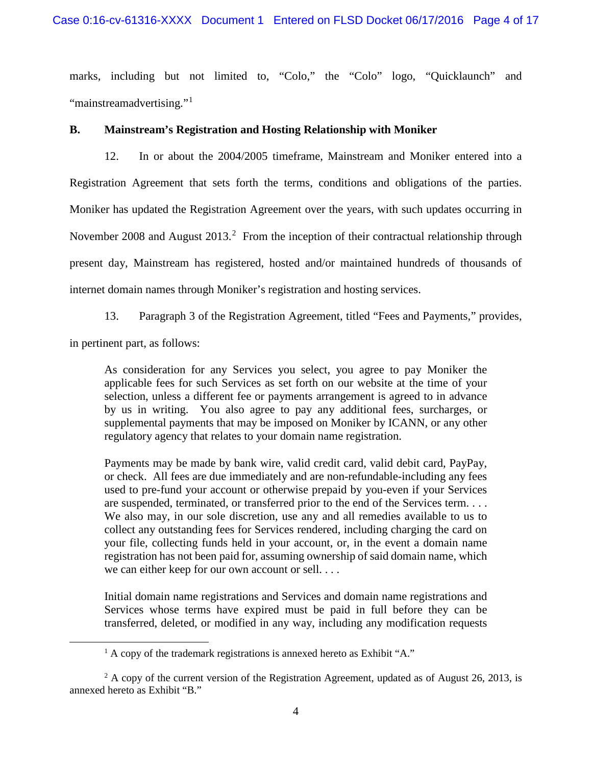marks, including but not limited to, "Colo," the "Colo" logo, "Quicklaunch" and "mainstreamadvertising."[1]

**B. Mainstream's Registration and Hosting Relationship with Moniker**

12. In or about the 2004/2005 timeframe, Mainstream and Moniker entered into a Registration Agreement that sets forth the terms, conditions and obligations of the parties. Moniker has updated the Registration Agreement over the years, with such updates occurring in November 2008 and August 2013.[2] From the inception of their contractual relationship through present day, Mainstream has registered, hosted and/or maintained hundreds of thousands of internet domain names through Moniker's registration and hosting services.

13. Paragraph 3 of the Registration Agreement, titled "Fees and Payments," provides, in pertinent part, as follows:

> As consideration for any Services you select, you agree to pay Moniker the applicable fees for such Services as set forth on our website at the time of your selection, unless a different fee or payments arrangement is agreed to in advance by us in writing. You also agree to pay any additional fees, surcharges, or supplemental payments that may be imposed on Moniker by ICANN, or any other regulatory agency that relates to your domain name registration.
>
> Payments may be made by bank wire, valid credit card, valid debit card, PayPay, or check. All fees are due immediately and are non-refundable-including any fees used to pre-fund your account or otherwise prepaid by you-even if your Services are suspended, terminated, or transferred prior to the end of the Services term. . . . We also may, in our sole discretion, use any and all remedies available to us to collect any outstanding fees for Services rendered, including charging the card on your file, collecting funds held in your account, or, in the event a domain name registration has not been paid for, assuming ownership of said domain name, which we can either keep for our own account or sell. . . .
>
> Initial domain name registrations and Services and domain name registrations and Services whose terms have expired must be paid in full before they can be transferred, deleted, or modified in any way, including any modification requests

---

[1] A copy of the trademark registrations is annexed hereto as Exhibit "A."

[2] A copy of the current version of the Registration Agreement, updated as of August 26, 2013, is annexed hereto as Exhibit "B."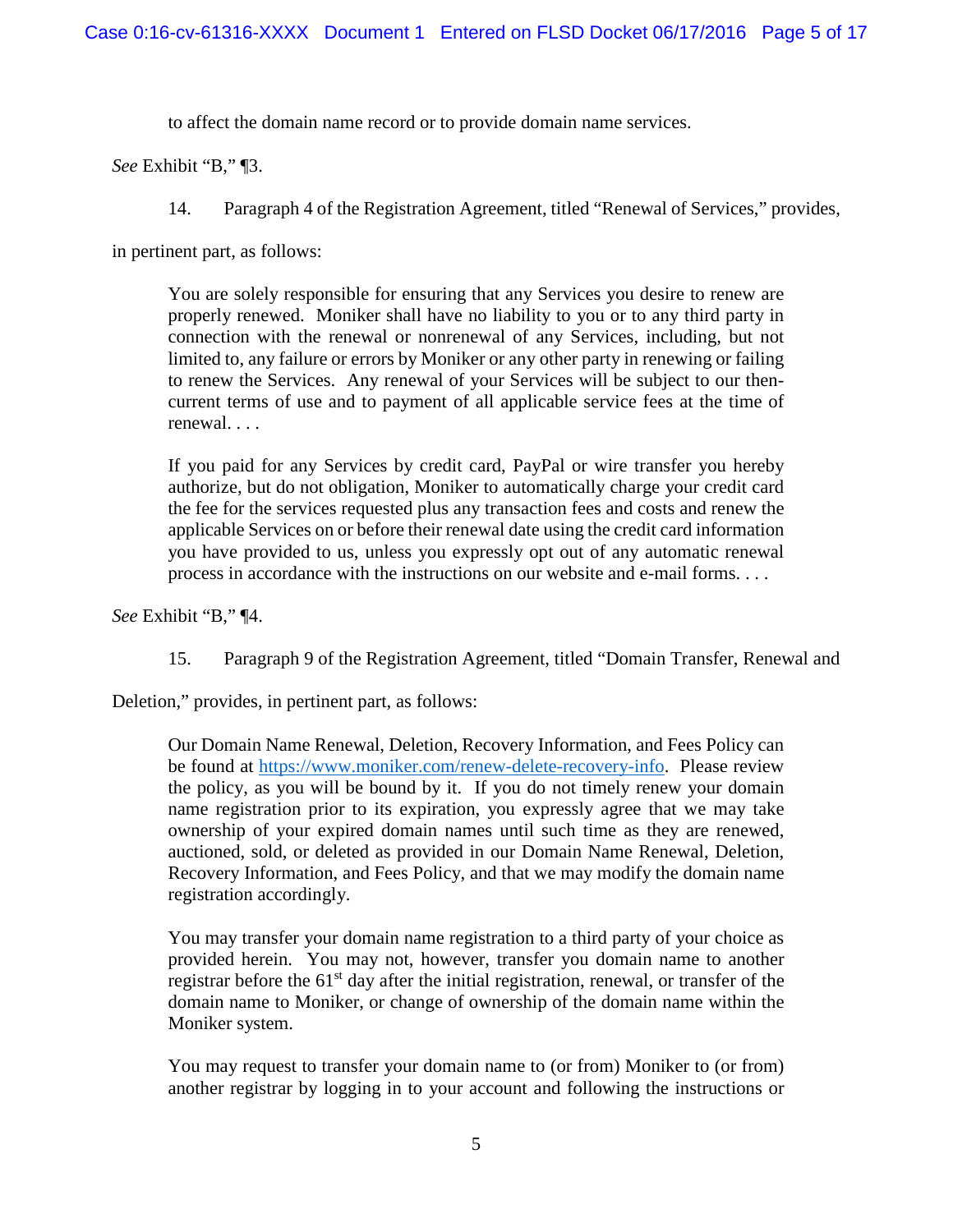> to affect the domain name record or to provide domain name services.

*See* Exhibit "B," ¶3.

14. Paragraph 4 of the Registration Agreement, titled "Renewal of Services," provides, in pertinent part, as follows:

> You are solely responsible for ensuring that any Services you desire to renew are properly renewed. Moniker shall have no liability to you or to any third party in connection with the renewal or nonrenewal of any Services, including, but not limited to, any failure or errors by Moniker or any other party in renewing or failing to renew the Services. Any renewal of your Services will be subject to our then-current terms of use and to payment of all applicable service fees at the time of renewal. . . .
>
> If you paid for any Services by credit card, PayPal or wire transfer you hereby authorize, but do not obligation, Moniker to automatically charge your credit card the fee for the services requested plus any transaction fees and costs and renew the applicable Services on or before their renewal date using the credit card information you have provided to us, unless you expressly opt out of any automatic renewal process in accordance with the instructions on our website and e-mail forms. . . .

*See* Exhibit "B," ¶4.

15. Paragraph 9 of the Registration Agreement, titled "Domain Transfer, Renewal and Deletion," provides, in pertinent part, as follows:

> Our Domain Name Renewal, Deletion, Recovery Information, and Fees Policy can be found at https://www.moniker.com/renew-delete-recovery-info. Please review the policy, as you will be bound by it. If you do not timely renew your domain name registration prior to its expiration, you expressly agree that we may take ownership of your expired domain names until such time as they are renewed, auctioned, sold, or deleted as provided in our Domain Name Renewal, Deletion, Recovery Information, and Fees Policy, and that we may modify the domain name registration accordingly.
>
> You may transfer your domain name registration to a third party of your choice as provided herein. You may not, however, transfer you domain name to another registrar before the 61st day after the initial registration, renewal, or transfer of the domain name to Moniker, or change of ownership of the domain name within the Moniker system.
>
> You may request to transfer your domain name to (or from) Moniker to (or from) another registrar by logging in to your account and following the instructions or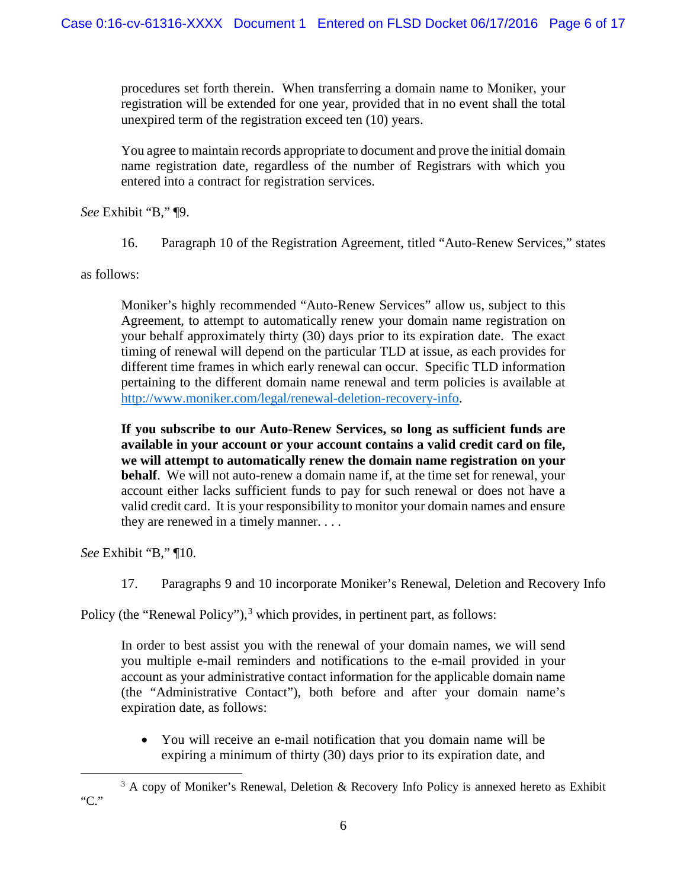> procedures set forth therein. When transferring a domain name to Moniker, your registration will be extended for one year, provided that in no event shall the total unexpired term of the registration exceed ten (10) years.
>
> You agree to maintain records appropriate to document and prove the initial domain name registration date, regardless of the number of Registrars with which you entered into a contract for registration services.

*See* Exhibit "B," ¶9.

16. Paragraph 10 of the Registration Agreement, titled "Auto-Renew Services," states as follows:

> Moniker's highly recommended "Auto-Renew Services" allow us, subject to this Agreement, to attempt to automatically renew your domain name registration on your behalf approximately thirty (30) days prior to its expiration date. The exact timing of renewal will depend on the particular TLD at issue, as each provides for different time frames in which early renewal can occur. Specific TLD information pertaining to the different domain name renewal and term policies is available at http://www.moniker.com/legal/renewal-deletion-recovery-info.
>
> **If you subscribe to our Auto-Renew Services, so long as sufficient funds are available in your account or your account contains a valid credit card on file, we will attempt to automatically renew the domain name registration on your behalf**. We will not auto-renew a domain name if, at the time set for renewal, your account either lacks sufficient funds to pay for such renewal or does not have a valid credit card. It is your responsibility to monitor your domain names and ensure they are renewed in a timely manner. . . .

*See* Exhibit "B," ¶10.

17. Paragraphs 9 and 10 incorporate Moniker's Renewal, Deletion and Recovery Info Policy (the "Renewal Policy"),[3] which provides, in pertinent part, as follows:

> In order to best assist you with the renewal of your domain names, we will send you multiple e-mail reminders and notifications to the e-mail provided in your account as your administrative contact information for the applicable domain name (the "Administrative Contact"), both before and after your domain name's expiration date, as follows:
>
> - You will receive an e-mail notification that you domain name will be expiring a minimum of thirty (30) days prior to its expiration date, and

[3] A copy of Moniker's Renewal, Deletion & Recovery Info Policy is annexed hereto as Exhibit "C."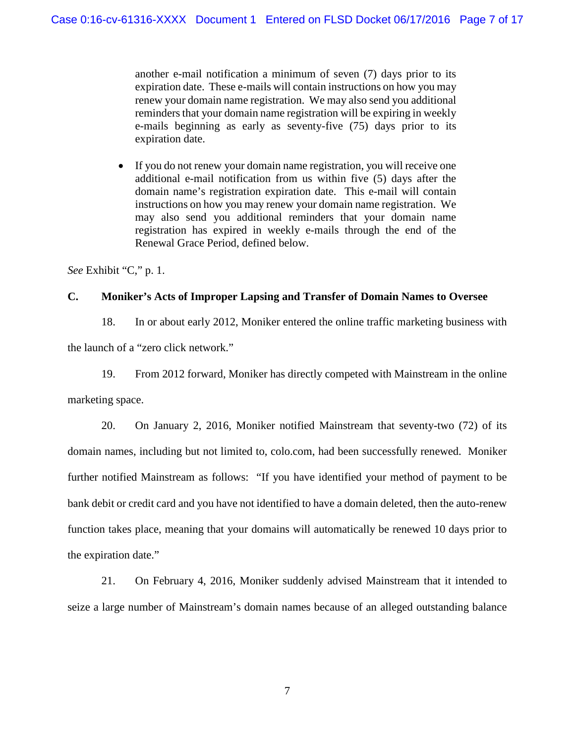another e-mail notification a minimum of seven (7) days prior to its expiration date. These e-mails will contain instructions on how you may renew your domain name registration. We may also send you additional reminders that your domain name registration will be expiring in weekly e-mails beginning as early as seventy-five (75) days prior to its expiration date.

- If you do not renew your domain name registration, you will receive one additional e-mail notification from us within five (5) days after the domain name's registration expiration date. This e-mail will contain instructions on how you may renew your domain name registration. We may also send you additional reminders that your domain name registration has expired in weekly e-mails through the end of the Renewal Grace Period, defined below.

*See* Exhibit "C," p. 1.

**C. Moniker's Acts of Improper Lapsing and Transfer of Domain Names to Oversee**

18. In or about early 2012, Moniker entered the online traffic marketing business with the launch of a "zero click network."

19. From 2012 forward, Moniker has directly competed with Mainstream in the online marketing space.

20. On January 2, 2016, Moniker notified Mainstream that seventy-two (72) of its domain names, including but not limited to, colo.com, had been successfully renewed. Moniker further notified Mainstream as follows: "If you have identified your method of payment to be bank debit or credit card and you have not identified to have a domain deleted, then the auto-renew function takes place, meaning that your domains will automatically be renewed 10 days prior to the expiration date."

21. On February 4, 2016, Moniker suddenly advised Mainstream that it intended to seize a large number of Mainstream's domain names because of an alleged outstanding balance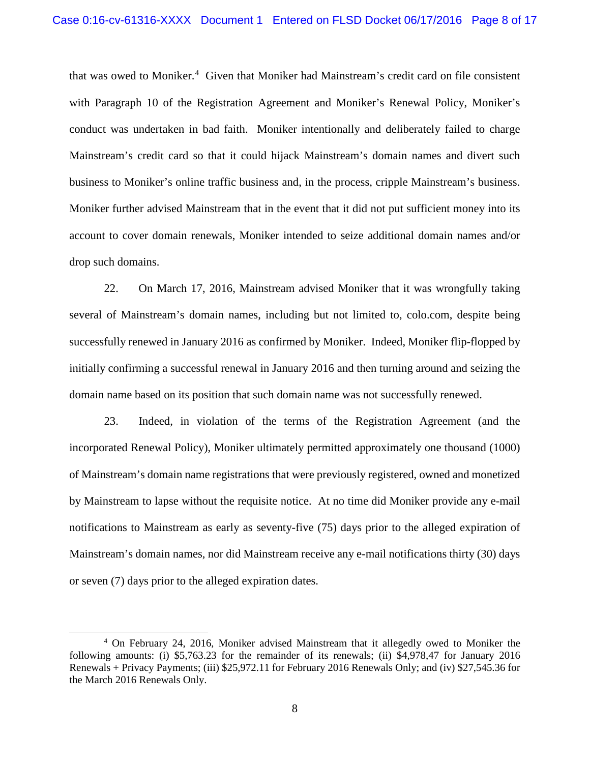that was owed to Moniker.[4] Given that Moniker had Mainstream's credit card on file consistent with Paragraph 10 of the Registration Agreement and Moniker's Renewal Policy, Moniker's conduct was undertaken in bad faith. Moniker intentionally and deliberately failed to charge Mainstream's credit card so that it could hijack Mainstream's domain names and divert such business to Moniker's online traffic business and, in the process, cripple Mainstream's business. Moniker further advised Mainstream that in the event that it did not put sufficient money into its account to cover domain renewals, Moniker intended to seize additional domain names and/or drop such domains.

22. On March 17, 2016, Mainstream advised Moniker that it was wrongfully taking several of Mainstream's domain names, including but not limited to, colo.com, despite being successfully renewed in January 2016 as confirmed by Moniker. Indeed, Moniker flip-flopped by initially confirming a successful renewal in January 2016 and then turning around and seizing the domain name based on its position that such domain name was not successfully renewed.

23. Indeed, in violation of the terms of the Registration Agreement (and the incorporated Renewal Policy), Moniker ultimately permitted approximately one thousand (1000) of Mainstream's domain name registrations that were previously registered, owned and monetized by Mainstream to lapse without the requisite notice. At no time did Moniker provide any e-mail notifications to Mainstream as early as seventy-five (75) days prior to the alleged expiration of Mainstream's domain names, nor did Mainstream receive any e-mail notifications thirty (30) days or seven (7) days prior to the alleged expiration dates.

---

[4] On February 24, 2016, Moniker advised Mainstream that it allegedly owed to Moniker the following amounts: (i) $5,763.23 for the remainder of its renewals; (ii) $4,978,47 for January 2016 Renewals + Privacy Payments; (iii) $25,972.11 for February 2016 Renewals Only; and (iv) $27,545.36 for the March 2016 Renewals Only.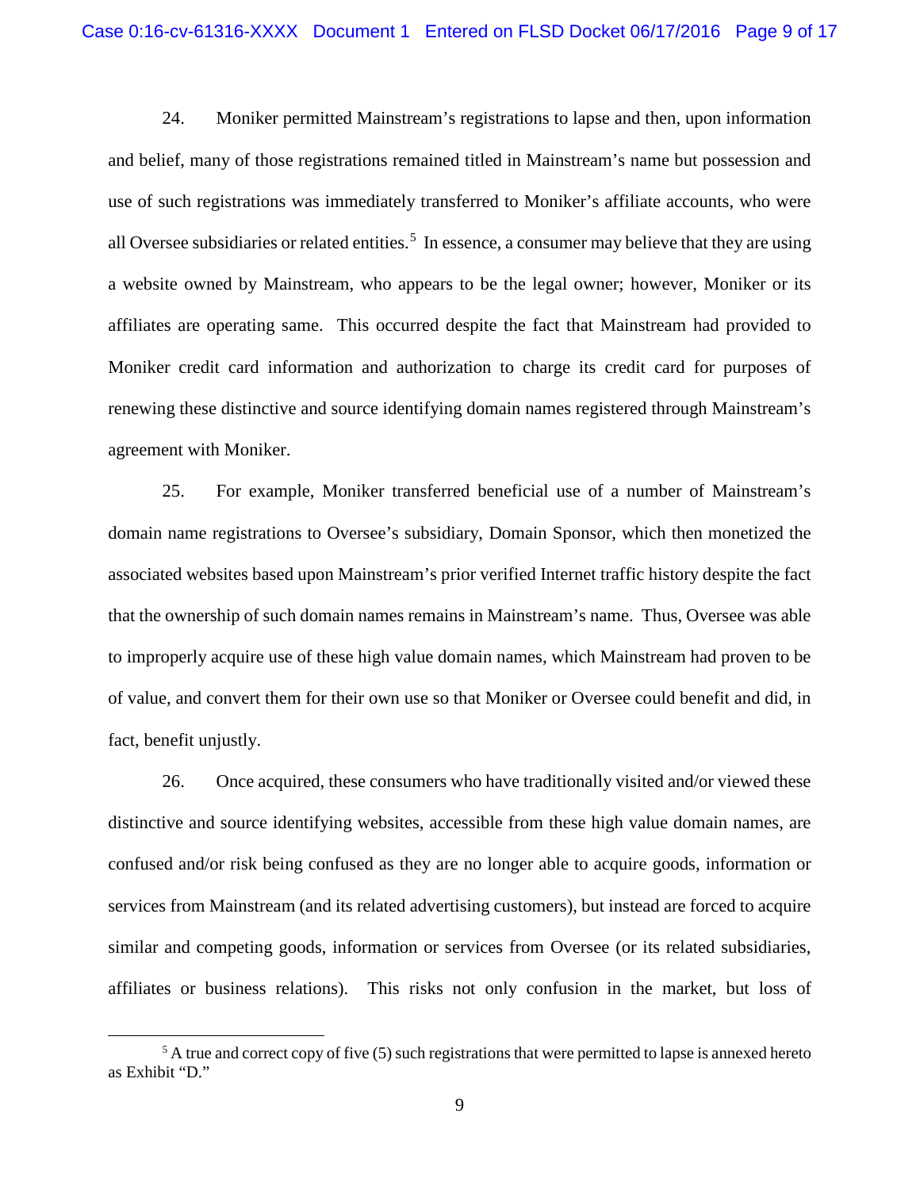24. Moniker permitted Mainstream's registrations to lapse and then, upon information and belief, many of those registrations remained titled in Mainstream's name but possession and use of such registrations was immediately transferred to Moniker's affiliate accounts, who were all Oversee subsidiaries or related entities.[5] In essence, a consumer may believe that they are using a website owned by Mainstream, who appears to be the legal owner; however, Moniker or its affiliates are operating same. This occurred despite the fact that Mainstream had provided to Moniker credit card information and authorization to charge its credit card for purposes of renewing these distinctive and source identifying domain names registered through Mainstream's agreement with Moniker.

25. For example, Moniker transferred beneficial use of a number of Mainstream's domain name registrations to Oversee's subsidiary, Domain Sponsor, which then monetized the associated websites based upon Mainstream's prior verified Internet traffic history despite the fact that the ownership of such domain names remains in Mainstream's name. Thus, Oversee was able to improperly acquire use of these high value domain names, which Mainstream had proven to be of value, and convert them for their own use so that Moniker or Oversee could benefit and did, in fact, benefit unjustly.

26. Once acquired, these consumers who have traditionally visited and/or viewed these distinctive and source identifying websites, accessible from these high value domain names, are confused and/or risk being confused as they are no longer able to acquire goods, information or services from Mainstream (and its related advertising customers), but instead are forced to acquire similar and competing goods, information or services from Oversee (or its related subsidiaries, affiliates or business relations). This risks not only confusion in the market, but loss of

[5] A true and correct copy of five (5) such registrations that were permitted to lapse is annexed hereto as Exhibit "D."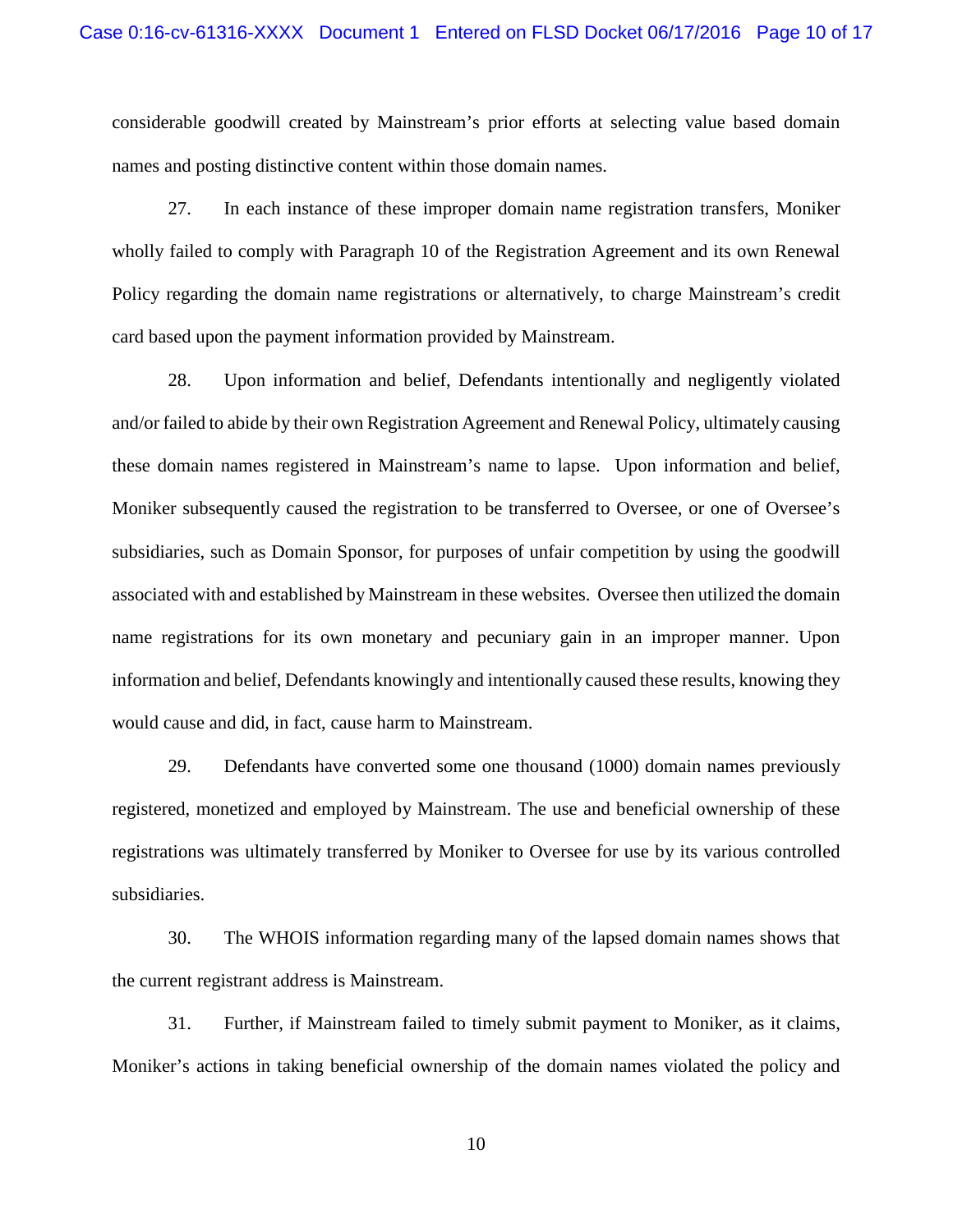considerable goodwill created by Mainstream's prior efforts at selecting value based domain names and posting distinctive content within those domain names.

27. In each instance of these improper domain name registration transfers, Moniker wholly failed to comply with Paragraph 10 of the Registration Agreement and its own Renewal Policy regarding the domain name registrations or alternatively, to charge Mainstream's credit card based upon the payment information provided by Mainstream.

28. Upon information and belief, Defendants intentionally and negligently violated and/or failed to abide by their own Registration Agreement and Renewal Policy, ultimately causing these domain names registered in Mainstream's name to lapse. Upon information and belief, Moniker subsequently caused the registration to be transferred to Oversee, or one of Oversee's subsidiaries, such as Domain Sponsor, for purposes of unfair competition by using the goodwill associated with and established by Mainstream in these websites. Oversee then utilized the domain name registrations for its own monetary and pecuniary gain in an improper manner. Upon information and belief, Defendants knowingly and intentionally caused these results, knowing they would cause and did, in fact, cause harm to Mainstream.

29. Defendants have converted some one thousand (1000) domain names previously registered, monetized and employed by Mainstream. The use and beneficial ownership of these registrations was ultimately transferred by Moniker to Oversee for use by its various controlled subsidiaries.

30. The WHOIS information regarding many of the lapsed domain names shows that the current registrant address is Mainstream.

31. Further, if Mainstream failed to timely submit payment to Moniker, as it claims, Moniker's actions in taking beneficial ownership of the domain names violated the policy and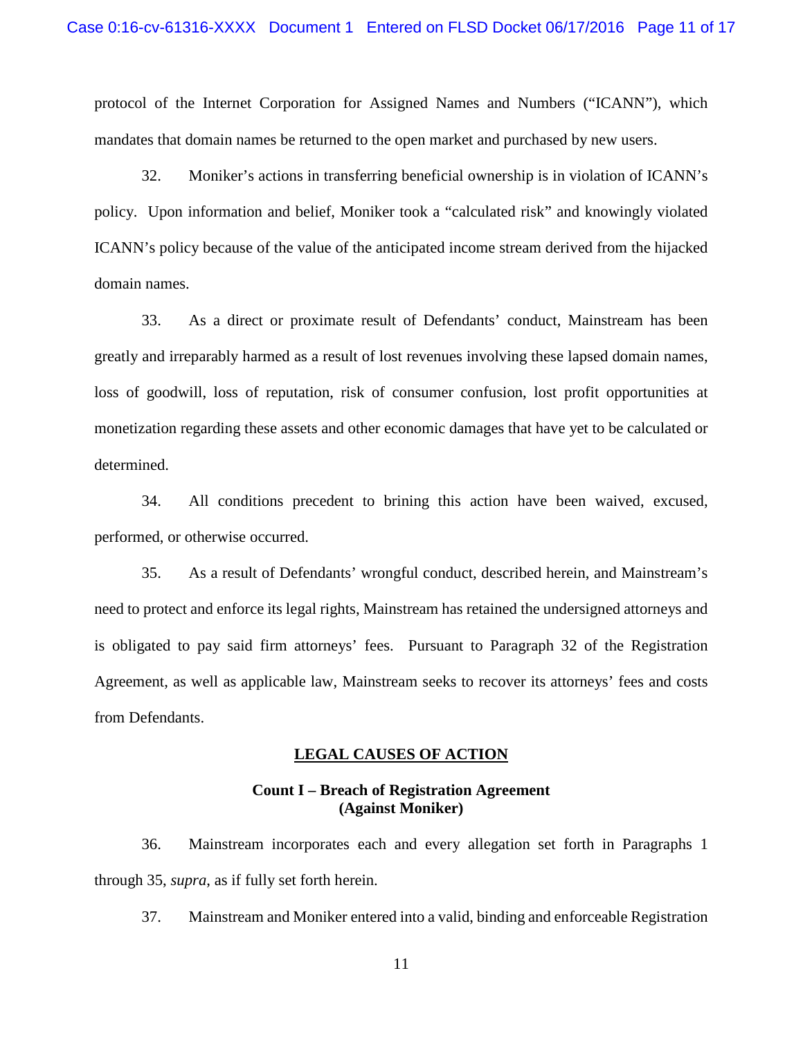protocol of the Internet Corporation for Assigned Names and Numbers ("ICANN"), which mandates that domain names be returned to the open market and purchased by new users.

32. Moniker's actions in transferring beneficial ownership is in violation of ICANN's policy. Upon information and belief, Moniker took a "calculated risk" and knowingly violated ICANN's policy because of the value of the anticipated income stream derived from the hijacked domain names.

33. As a direct or proximate result of Defendants' conduct, Mainstream has been greatly and irreparably harmed as a result of lost revenues involving these lapsed domain names, loss of goodwill, loss of reputation, risk of consumer confusion, lost profit opportunities at monetization regarding these assets and other economic damages that have yet to be calculated or determined.

34. All conditions precedent to brining this action have been waived, excused, performed, or otherwise occurred.

35. As a result of Defendants' wrongful conduct, described herein, and Mainstream's need to protect and enforce its legal rights, Mainstream has retained the undersigned attorneys and is obligated to pay said firm attorneys' fees. Pursuant to Paragraph 32 of the Registration Agreement, as well as applicable law, Mainstream seeks to recover its attorneys' fees and costs from Defendants.

## LEGAL CAUSES OF ACTION

### Count I – Breach of Registration Agreement (Against Moniker)

36. Mainstream incorporates each and every allegation set forth in Paragraphs 1 through 35, *supra*, as if fully set forth herein.

37. Mainstream and Moniker entered into a valid, binding and enforceable Registration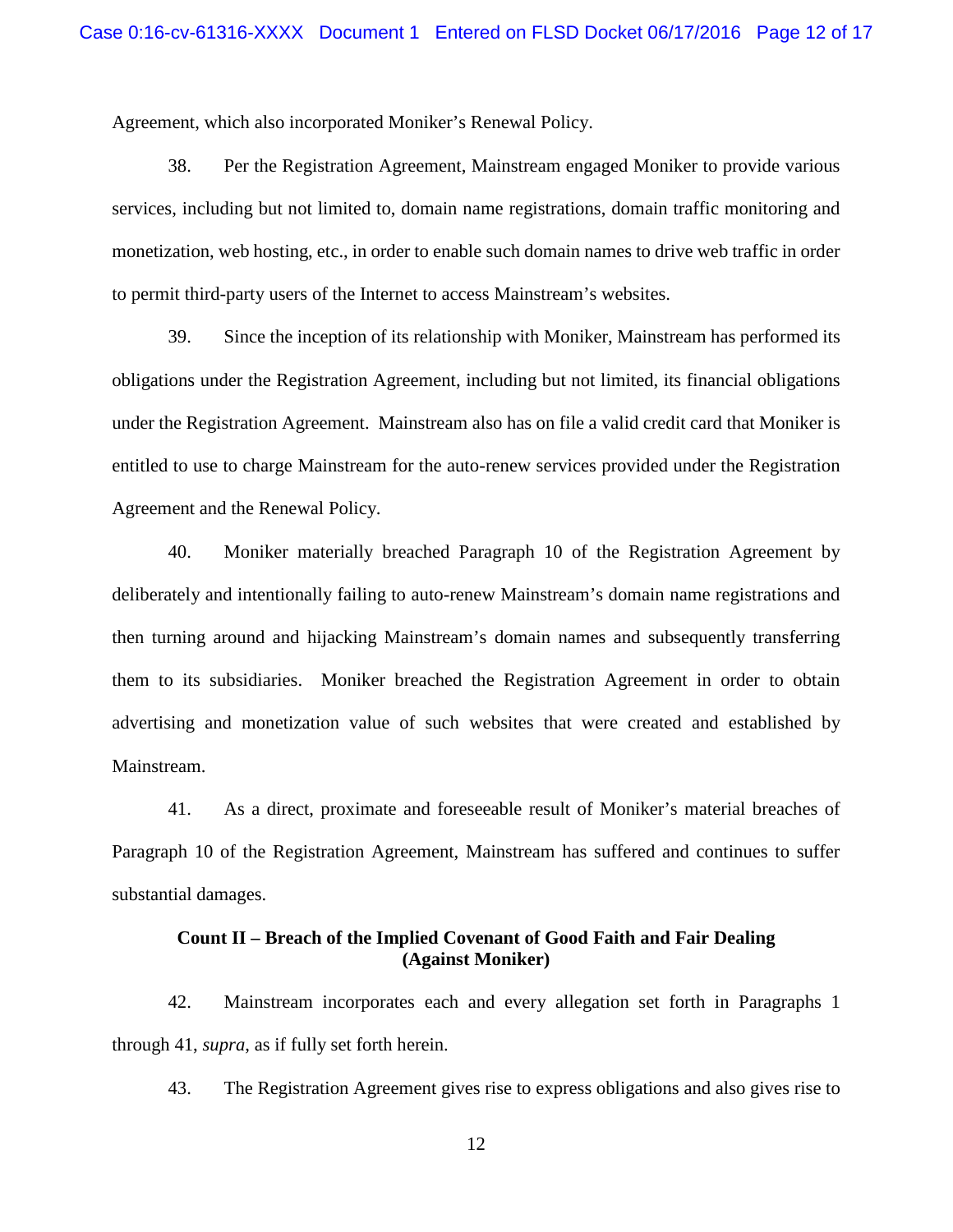Agreement, which also incorporated Moniker's Renewal Policy.

38. Per the Registration Agreement, Mainstream engaged Moniker to provide various services, including but not limited to, domain name registrations, domain traffic monitoring and monetization, web hosting, etc., in order to enable such domain names to drive web traffic in order to permit third-party users of the Internet to access Mainstream's websites.

39. Since the inception of its relationship with Moniker, Mainstream has performed its obligations under the Registration Agreement, including but not limited, its financial obligations under the Registration Agreement. Mainstream also has on file a valid credit card that Moniker is entitled to use to charge Mainstream for the auto-renew services provided under the Registration Agreement and the Renewal Policy.

40. Moniker materially breached Paragraph 10 of the Registration Agreement by deliberately and intentionally failing to auto-renew Mainstream's domain name registrations and then turning around and hijacking Mainstream's domain names and subsequently transferring them to its subsidiaries. Moniker breached the Registration Agreement in order to obtain advertising and monetization value of such websites that were created and established by Mainstream.

41. As a direct, proximate and foreseeable result of Moniker's material breaches of Paragraph 10 of the Registration Agreement, Mainstream has suffered and continues to suffer substantial damages.

**Count II – Breach of the Implied Covenant of Good Faith and Fair Dealing (Against Moniker)**

42. Mainstream incorporates each and every allegation set forth in Paragraphs 1 through 41, *supra*, as if fully set forth herein.

43. The Registration Agreement gives rise to express obligations and also gives rise to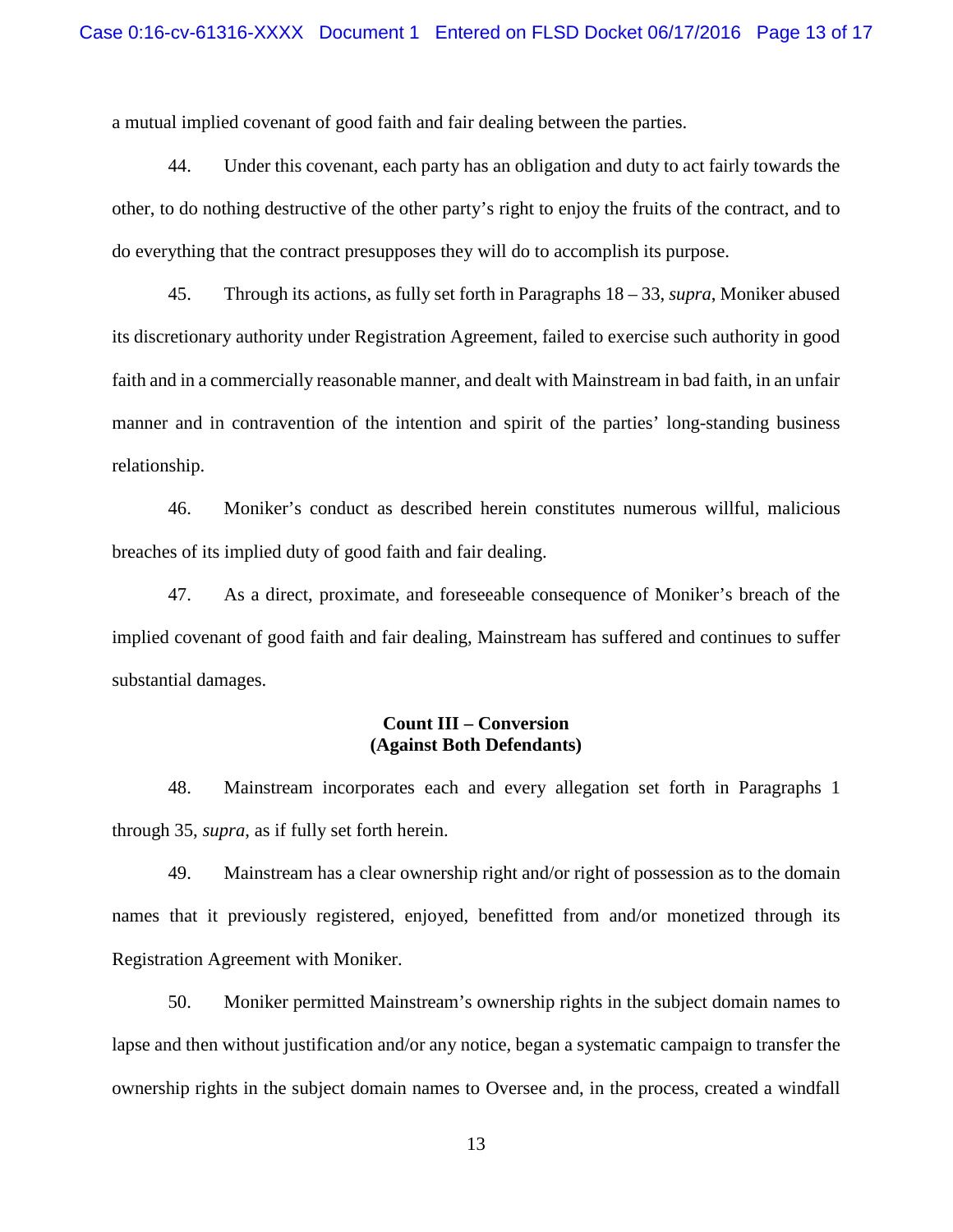a mutual implied covenant of good faith and fair dealing between the parties.

44. Under this covenant, each party has an obligation and duty to act fairly towards the other, to do nothing destructive of the other party's right to enjoy the fruits of the contract, and to do everything that the contract presupposes they will do to accomplish its purpose.

45. Through its actions, as fully set forth in Paragraphs 18 – 33, *supra*, Moniker abused its discretionary authority under Registration Agreement, failed to exercise such authority in good faith and in a commercially reasonable manner, and dealt with Mainstream in bad faith, in an unfair manner and in contravention of the intention and spirit of the parties' long-standing business relationship.

46. Moniker's conduct as described herein constitutes numerous willful, malicious breaches of its implied duty of good faith and fair dealing.

47. As a direct, proximate, and foreseeable consequence of Moniker's breach of the implied covenant of good faith and fair dealing, Mainstream has suffered and continues to suffer substantial damages.

**Count III – Conversion**
**(Against Both Defendants)**

48. Mainstream incorporates each and every allegation set forth in Paragraphs 1 through 35, *supra*, as if fully set forth herein.

49. Mainstream has a clear ownership right and/or right of possession as to the domain names that it previously registered, enjoyed, benefitted from and/or monetized through its Registration Agreement with Moniker.

50. Moniker permitted Mainstream's ownership rights in the subject domain names to lapse and then without justification and/or any notice, began a systematic campaign to transfer the ownership rights in the subject domain names to Oversee and, in the process, created a windfall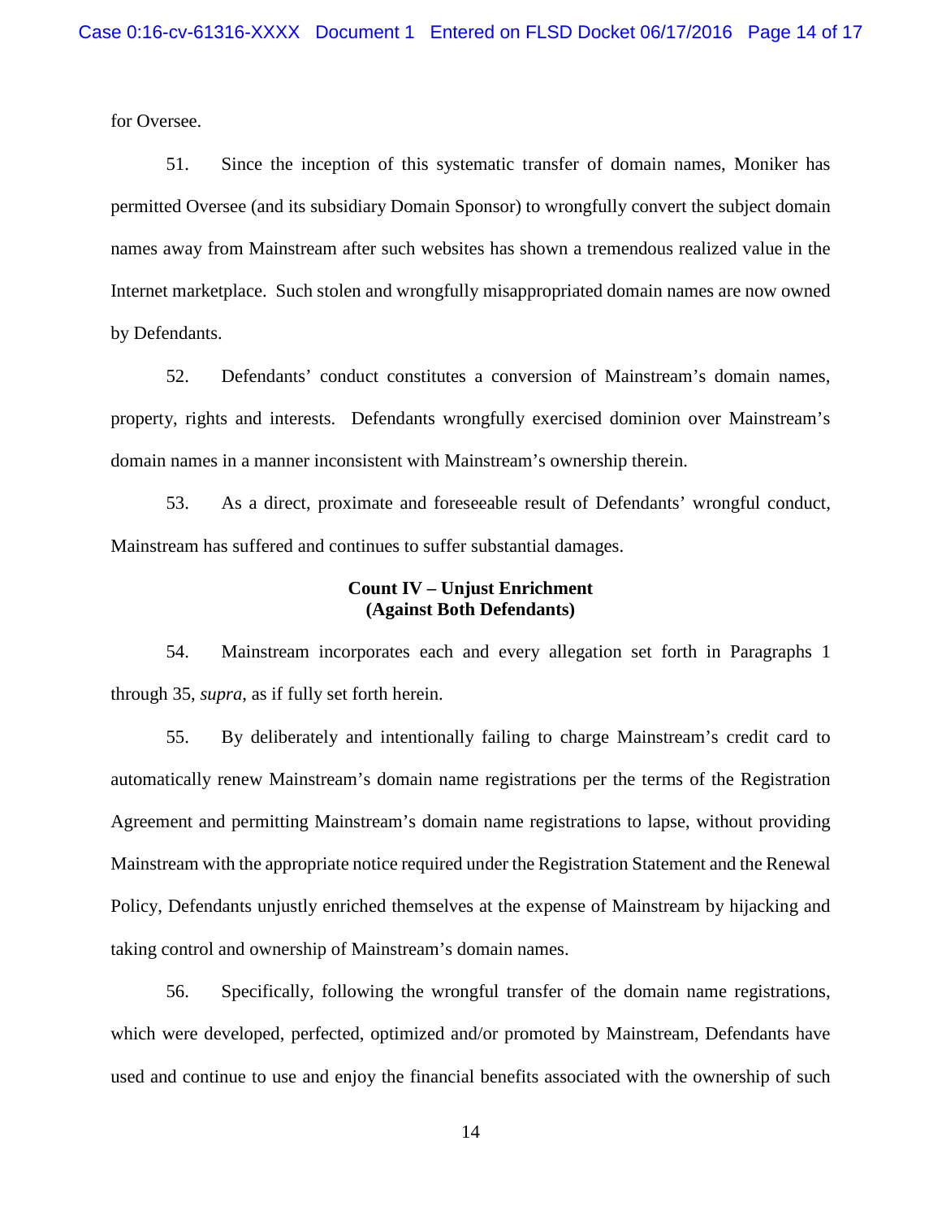for Oversee.

51. Since the inception of this systematic transfer of domain names, Moniker has permitted Oversee (and its subsidiary Domain Sponsor) to wrongfully convert the subject domain names away from Mainstream after such websites has shown a tremendous realized value in the Internet marketplace. Such stolen and wrongfully misappropriated domain names are now owned by Defendants.

52. Defendants' conduct constitutes a conversion of Mainstream's domain names, property, rights and interests. Defendants wrongfully exercised dominion over Mainstream's domain names in a manner inconsistent with Mainstream's ownership therein.

53. As a direct, proximate and foreseeable result of Defendants' wrongful conduct, Mainstream has suffered and continues to suffer substantial damages.

**Count IV – Unjust Enrichment**
**(Against Both Defendants)**

54. Mainstream incorporates each and every allegation set forth in Paragraphs 1 through 35, *supra*, as if fully set forth herein.

55. By deliberately and intentionally failing to charge Mainstream's credit card to automatically renew Mainstream's domain name registrations per the terms of the Registration Agreement and permitting Mainstream's domain name registrations to lapse, without providing Mainstream with the appropriate notice required under the Registration Statement and the Renewal Policy, Defendants unjustly enriched themselves at the expense of Mainstream by hijacking and taking control and ownership of Mainstream's domain names.

56. Specifically, following the wrongful transfer of the domain name registrations, which were developed, perfected, optimized and/or promoted by Mainstream, Defendants have used and continue to use and enjoy the financial benefits associated with the ownership of such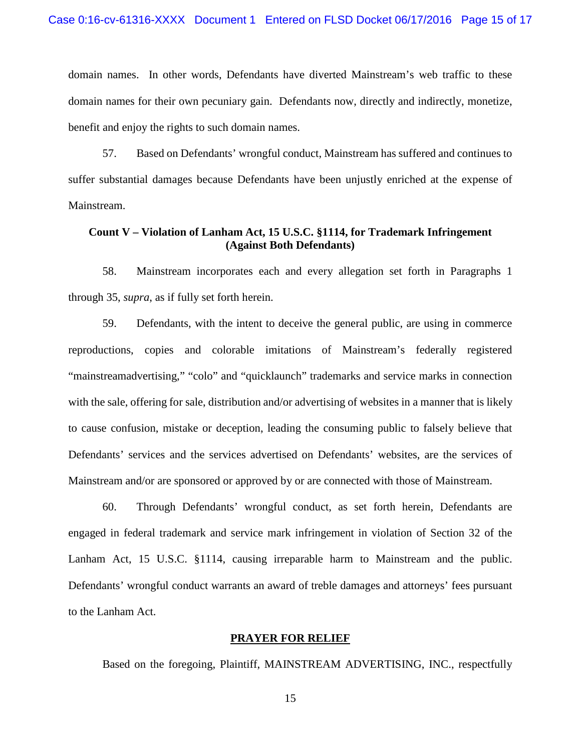domain names. In other words, Defendants have diverted Mainstream's web traffic to these domain names for their own pecuniary gain. Defendants now, directly and indirectly, monetize, benefit and enjoy the rights to such domain names.

57. Based on Defendants' wrongful conduct, Mainstream has suffered and continues to suffer substantial damages because Defendants have been unjustly enriched at the expense of Mainstream.

**Count V – Violation of Lanham Act, 15 U.S.C. §1114, for Trademark Infringement (Against Both Defendants)**

58. Mainstream incorporates each and every allegation set forth in Paragraphs 1 through 35, *supra*, as if fully set forth herein.

59. Defendants, with the intent to deceive the general public, are using in commerce reproductions, copies and colorable imitations of Mainstream's federally registered "mainstreamadvertising," "colo" and "quicklaunch" trademarks and service marks in connection with the sale, offering for sale, distribution and/or advertising of websites in a manner that is likely to cause confusion, mistake or deception, leading the consuming public to falsely believe that Defendants' services and the services advertised on Defendants' websites, are the services of Mainstream and/or are sponsored or approved by or are connected with those of Mainstream.

60. Through Defendants' wrongful conduct, as set forth herein, Defendants are engaged in federal trademark and service mark infringement in violation of Section 32 of the Lanham Act, 15 U.S.C. §1114, causing irreparable harm to Mainstream and the public. Defendants' wrongful conduct warrants an award of treble damages and attorneys' fees pursuant to the Lanham Act.

**PRAYER FOR RELIEF**

Based on the foregoing, Plaintiff, MAINSTREAM ADVERTISING, INC., respectfully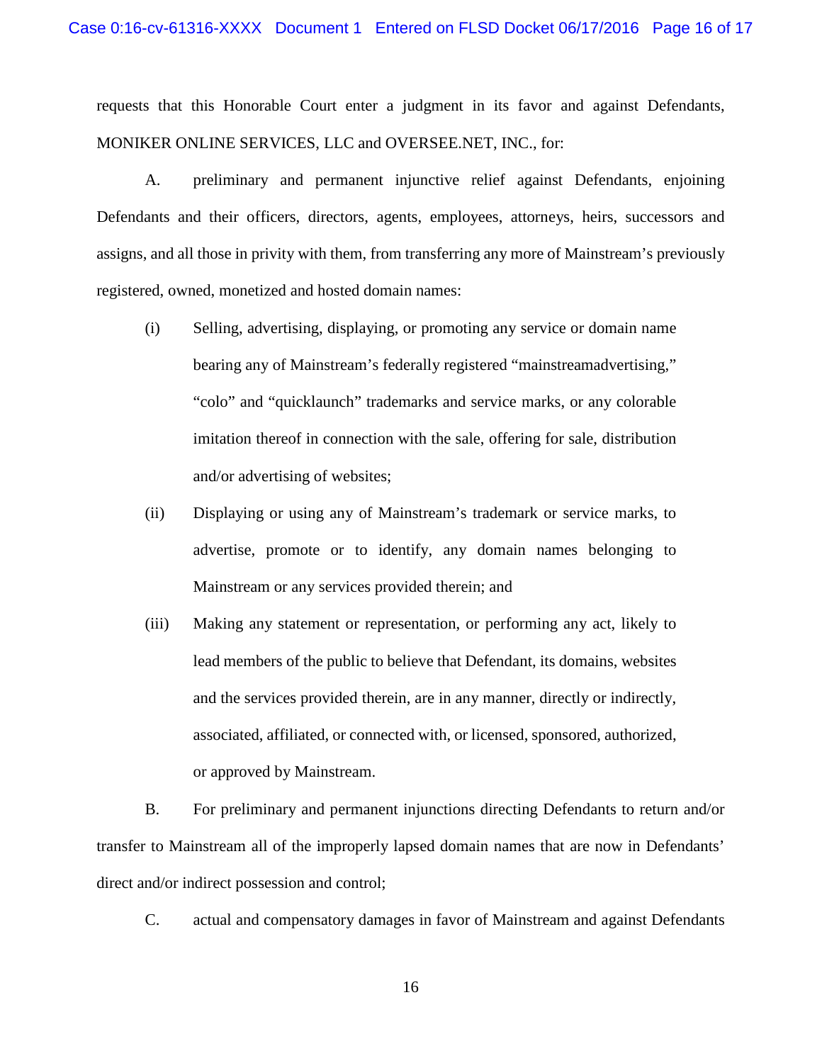requests that this Honorable Court enter a judgment in its favor and against Defendants, MONIKER ONLINE SERVICES, LLC and OVERSEE.NET, INC., for:

A. preliminary and permanent injunctive relief against Defendants, enjoining Defendants and their officers, directors, agents, employees, attorneys, heirs, successors and assigns, and all those in privity with them, from transferring any more of Mainstream's previously registered, owned, monetized and hosted domain names:

(i) Selling, advertising, displaying, or promoting any service or domain name bearing any of Mainstream's federally registered "mainstreamadvertising," "colo" and "quicklaunch" trademarks and service marks, or any colorable imitation thereof in connection with the sale, offering for sale, distribution and/or advertising of websites;

(ii) Displaying or using any of Mainstream's trademark or service marks, to advertise, promote or to identify, any domain names belonging to Mainstream or any services provided therein; and

(iii) Making any statement or representation, or performing any act, likely to lead members of the public to believe that Defendant, its domains, websites and the services provided therein, are in any manner, directly or indirectly, associated, affiliated, or connected with, or licensed, sponsored, authorized, or approved by Mainstream.

B. For preliminary and permanent injunctions directing Defendants to return and/or transfer to Mainstream all of the improperly lapsed domain names that are now in Defendants' direct and/or indirect possession and control;

C. actual and compensatory damages in favor of Mainstream and against Defendants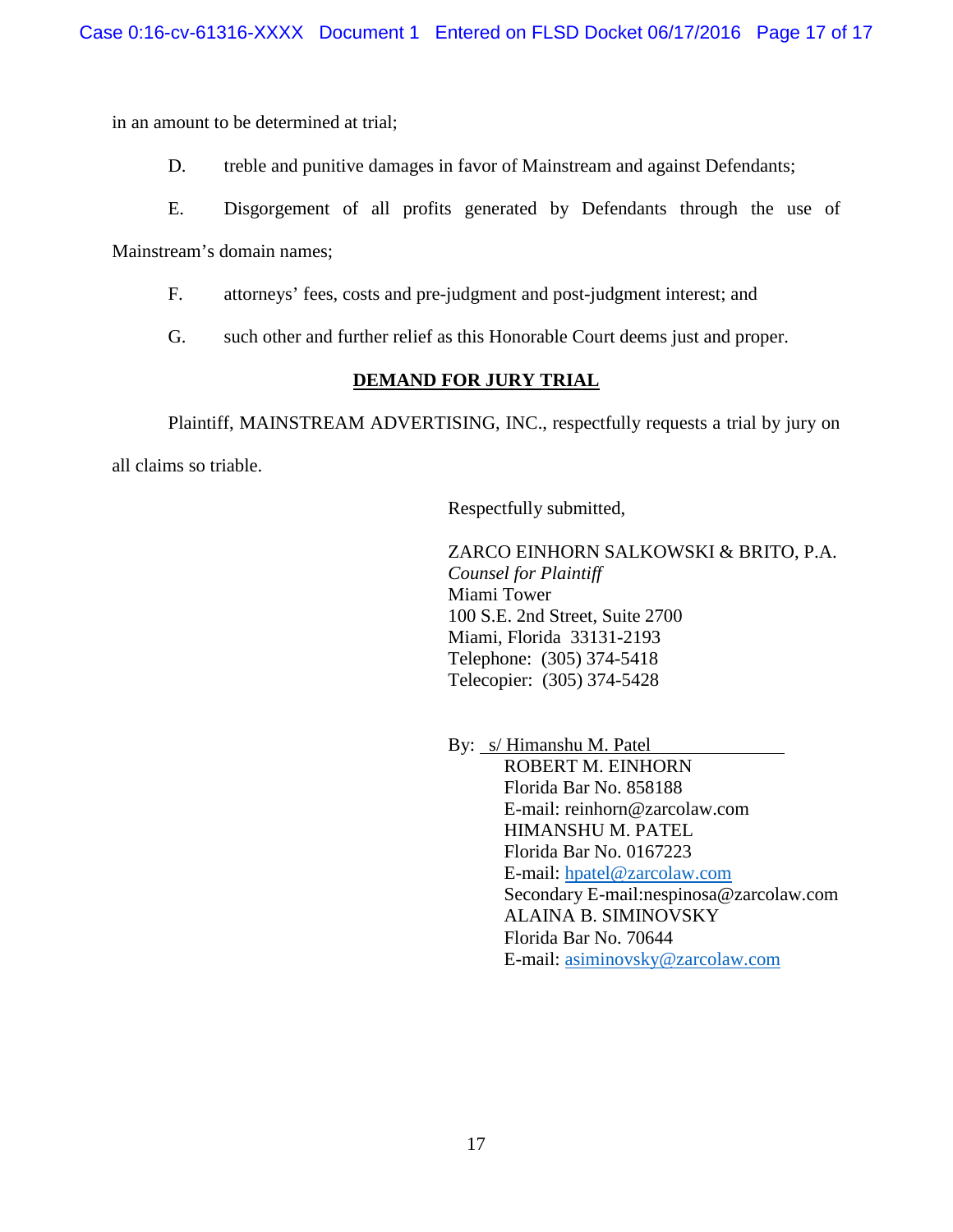in an amount to be determined at trial;

D. treble and punitive damages in favor of Mainstream and against Defendants;

E. Disgorgement of all profits generated by Defendants through the use of Mainstream's domain names;

F. attorneys' fees, costs and pre-judgment and post-judgment interest; and

G. such other and further relief as this Honorable Court deems just and proper.

**DEMAND FOR JURY TRIAL**

Plaintiff, MAINSTREAM ADVERTISING, INC., respectfully requests a trial by jury on all claims so triable.

Respectfully submitted,

ZARCO EINHORN SALKOWSKI & BRITO, P.A.
*Counsel for Plaintiff*
Miami Tower
100 S.E. 2nd Street, Suite 2700
Miami, Florida 33131-2193
Telephone: (305) 374-5418
Telecopier: (305) 374-5428

By: s/ Himanshu M. Patel
ROBERT M. EINHORN
Florida Bar No. 858188
E-mail: reinhorn@zarcolaw.com
HIMANSHU M. PATEL
Florida Bar No. 0167223
E-mail: hpatel@zarcolaw.com
Secondary E-mail:nespinosa@zarcolaw.com
ALAINA B. SIMINOVSKY
Florida Bar No. 70644
E-mail: asiminovsky@zarcolaw.com